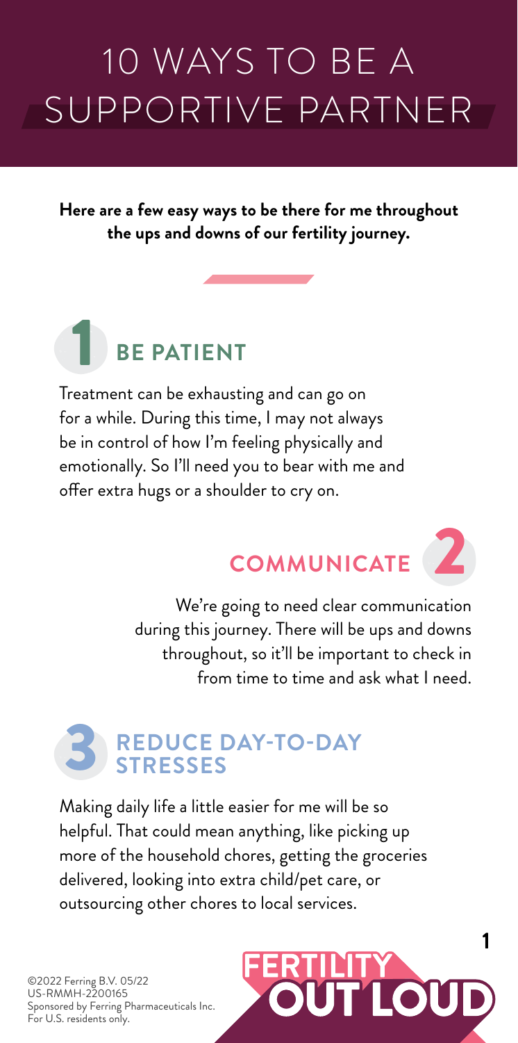# 10 WAYS TO BE A SUPPORTIVE PARTNER

**Here are a few easy ways to be there for me throughout the ups and downs of our fertility journey.**

## 1 BE PATIENT

Treatment can be exhausting and can go on for a while. During this time, I may not always be in control of how I'm feeling physically and emotionally. So I'll need you to bear with me and offer extra hugs or a shoulder to cry on.

## 2 COMMUNICATE

We're going to need clear communication during this journey. There will be ups and downs throughout, so it'll be important to check in from time to time and ask what I need.

## 3 REDUCE DAY-TO-DAY STRESSES

Making daily life a little easier for me will be so helpful. That could mean anything, like picking up more of the household chores, getting the groceries delivered, looking into extra child/pet care, or outsourcing other chores to local services.

©2022 Ferring B.V. 05/22
US-RMMH-2200165
Sponsored by Ferring Pharmaceuticals Inc.
For U.S. residents only.

FERTILITY OUT LOUD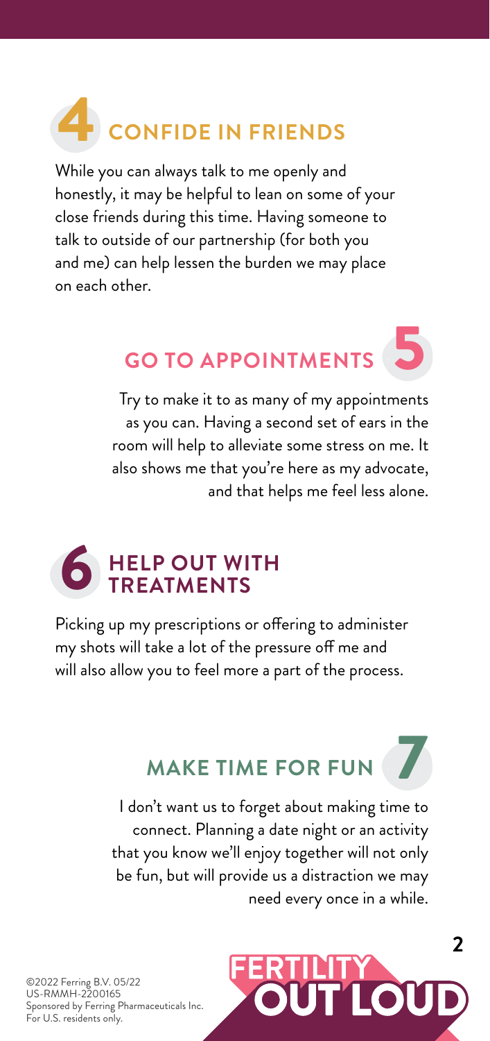## 4 CONFIDE IN FRIENDS

While you can always talk to me openly and honestly, it may be helpful to lean on some of your close friends during this time. Having someone to talk to outside of our partnership (for both you and me) can help lessen the burden we may place on each other.

## GO TO APPOINTMENTS 5

Try to make it to as many of my appointments as you can. Having a second set of ears in the room will help to alleviate some stress on me. It also shows me that you're here as my advocate, and that helps me feel less alone.

## 6 HELP OUT WITH TREATMENTS

Picking up my prescriptions or offering to administer my shots will take a lot of the pressure off me and will also allow you to feel more a part of the process.

## MAKE TIME FOR FUN 7

I don't want us to forget about making time to connect. Planning a date night or an activity that you know we'll enjoy together will not only be fun, but will provide us a distraction we may need every once in a while.

©2022 Ferring B.V. 05/22
US-RMMH-2200165
Sponsored by Ferring Pharmaceuticals Inc.
For U.S. residents only.

FERTILITY OUT LOUD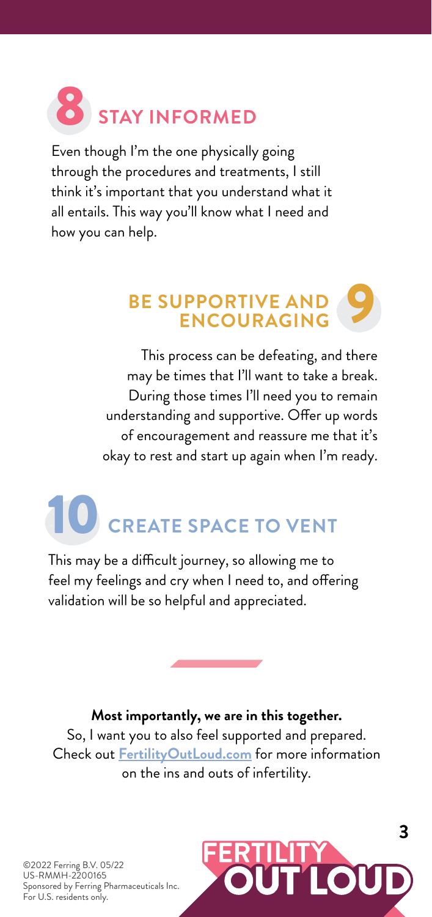## 8 STAY INFORMED

Even though I'm the one physically going through the procedures and treatments, I still think it's important that you understand what it all entails. This way you'll know what I need and how you can help.

## 9 BE SUPPORTIVE AND ENCOURAGING

This process can be defeating, and there may be times that I'll want to take a break. During those times I'll need you to remain understanding and supportive. Offer up words of encouragement and reassure me that it's okay to rest and start up again when I'm ready.

## 10 CREATE SPACE TO VENT

This may be a difficult journey, so allowing me to feel my feelings and cry when I need to, and offering validation will be so helpful and appreciated.

**Most importantly, we are in this together.**
So, I want you to also feel supported and prepared. Check out [FertilityOutLoud.com](https://FertilityOutLoud.com) for more information on the ins and outs of infertility.

©2022 Ferring B.V. 05/22
US-RMMH-2200165
Sponsored by Ferring Pharmaceuticals Inc.
For U.S. residents only.

FERTILITY OUT LOUD